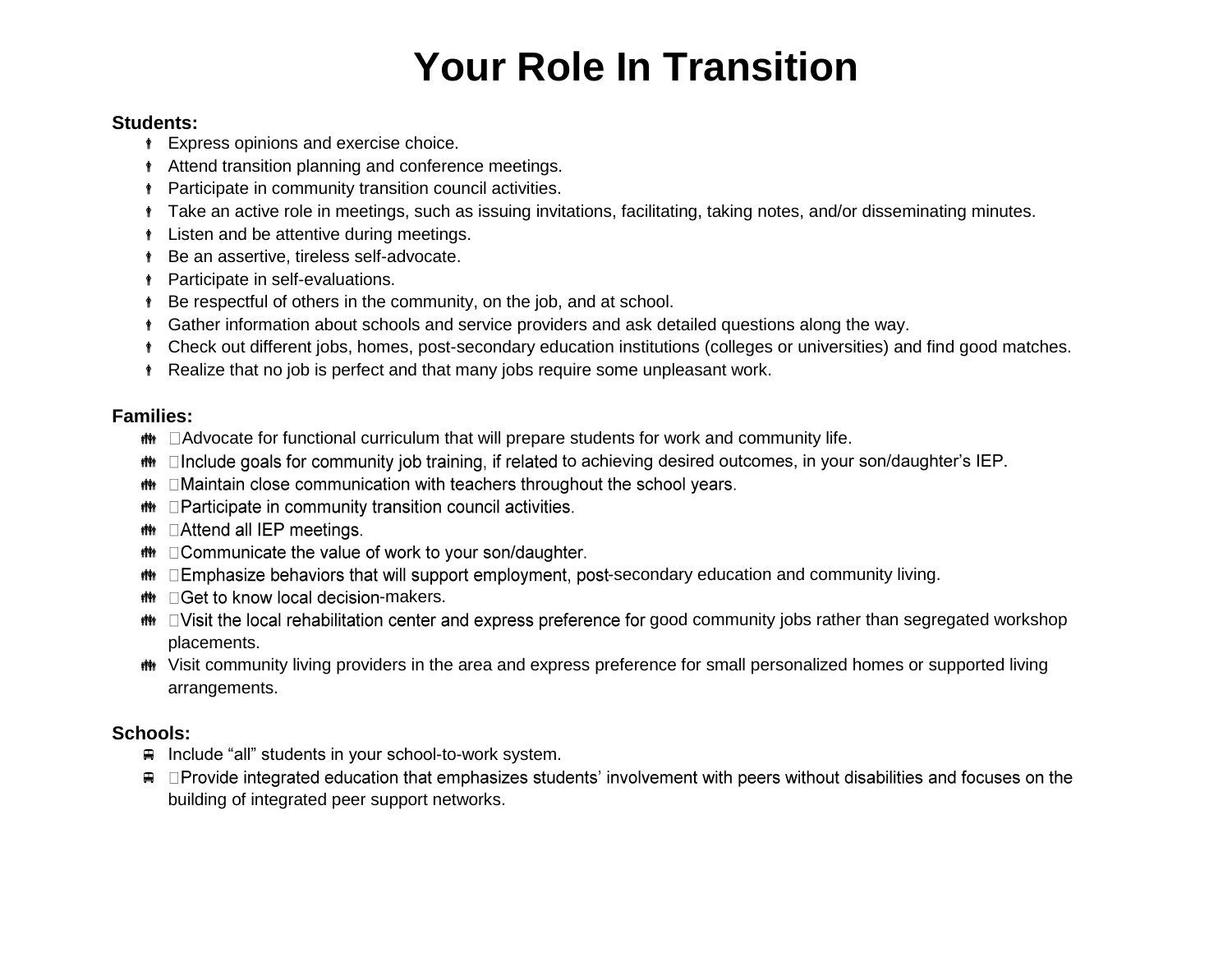# Your Role In Transition

**Students:**

- Express opinions and exercise choice.
- Attend transition planning and conference meetings.
- Participate in community transition council activities.
- Take an active role in meetings, such as issuing invitations, facilitating, taking notes, and/or disseminating minutes.
- Listen and be attentive during meetings.
- Be an assertive, tireless self-advocate.
- Participate in self-evaluations.
- Be respectful of others in the community, on the job, and at school.
- Gather information about schools and service providers and ask detailed questions along the way.
- Check out different jobs, homes, post-secondary education institutions (colleges or universities) and find good matches.
- Realize that no job is perfect and that many jobs require some unpleasant work.

**Families:**

- Advocate for functional curriculum that will prepare students for work and community life.
- Include goals for community job training, if related to achieving desired outcomes, in your son/daughter's IEP.
- Maintain close communication with teachers throughout the school years.
- Participate in community transition council activities.
- Attend all IEP meetings.
- Communicate the value of work to your son/daughter.
- Emphasize behaviors that will support employment, post-secondary education and community living.
- Get to know local decision-makers.
- Visit the local rehabilitation center and express preference for good community jobs rather than segregated workshop placements.
- Visit community living providers in the area and express preference for small personalized homes or supported living arrangements.

**Schools:**

- Include "all" students in your school-to-work system.
- Provide integrated education that emphasizes students' involvement with peers without disabilities and focuses on the building of integrated peer support networks.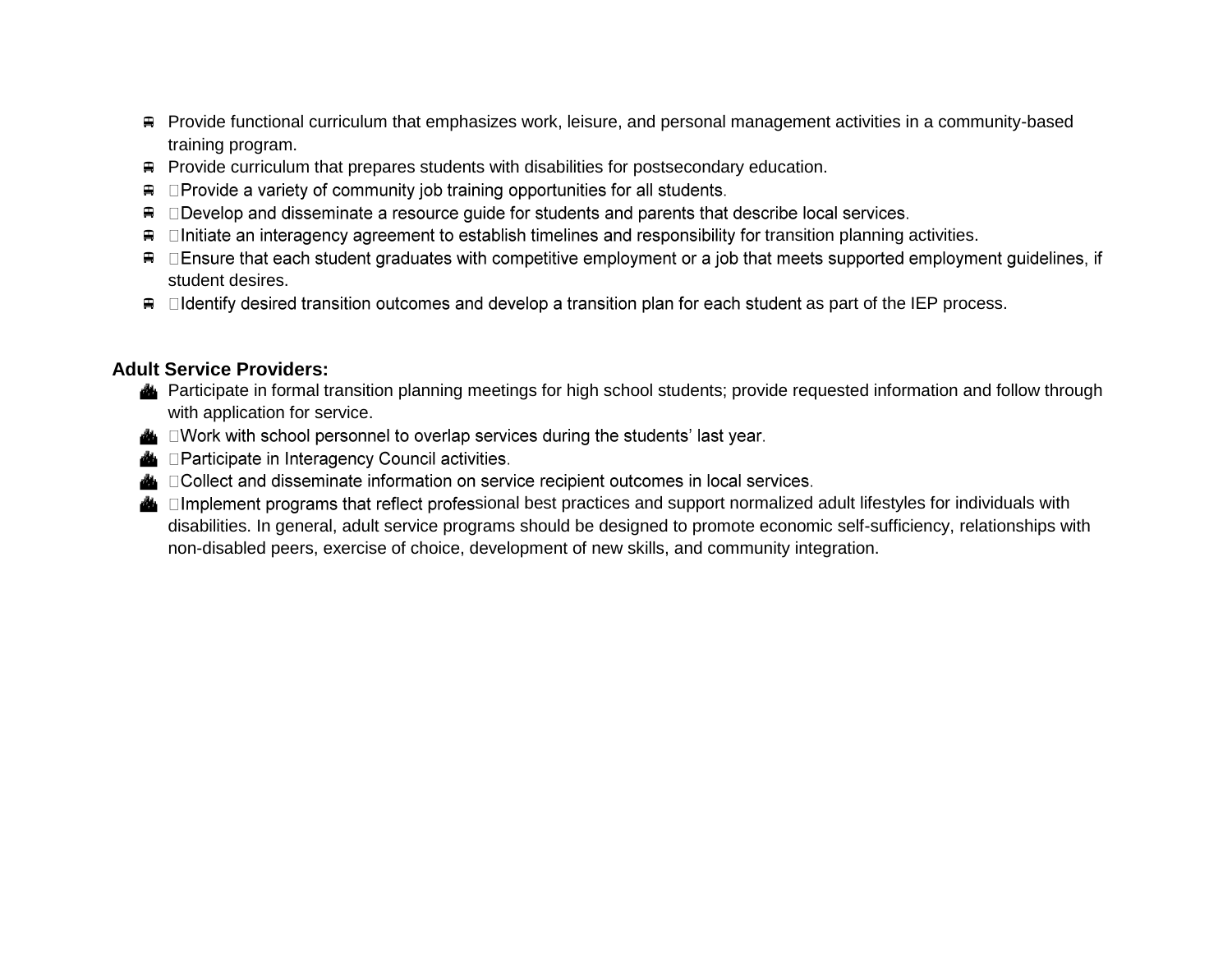- Provide functional curriculum that emphasizes work, leisure, and personal management activities in a community-based training program.
- Provide curriculum that prepares students with disabilities for postsecondary education.
- Provide a variety of community job training opportunities for all students.
- Develop and disseminate a resource guide for students and parents that describe local services.
- Initiate an interagency agreement to establish timelines and responsibility for transition planning activities.
- Ensure that each student graduates with competitive employment or a job that meets supported employment guidelines, if student desires.
- Identify desired transition outcomes and develop a transition plan for each student as part of the IEP process.

**Adult Service Providers:**

- Participate in formal transition planning meetings for high school students; provide requested information and follow through with application for service.
- Work with school personnel to overlap services during the students' last year.
- Participate in Interagency Council activities.
- Collect and disseminate information on service recipient outcomes in local services.
- Implement programs that reflect professional best practices and support normalized adult lifestyles for individuals with disabilities. In general, adult service programs should be designed to promote economic self-sufficiency, relationships with non-disabled peers, exercise of choice, development of new skills, and community integration.